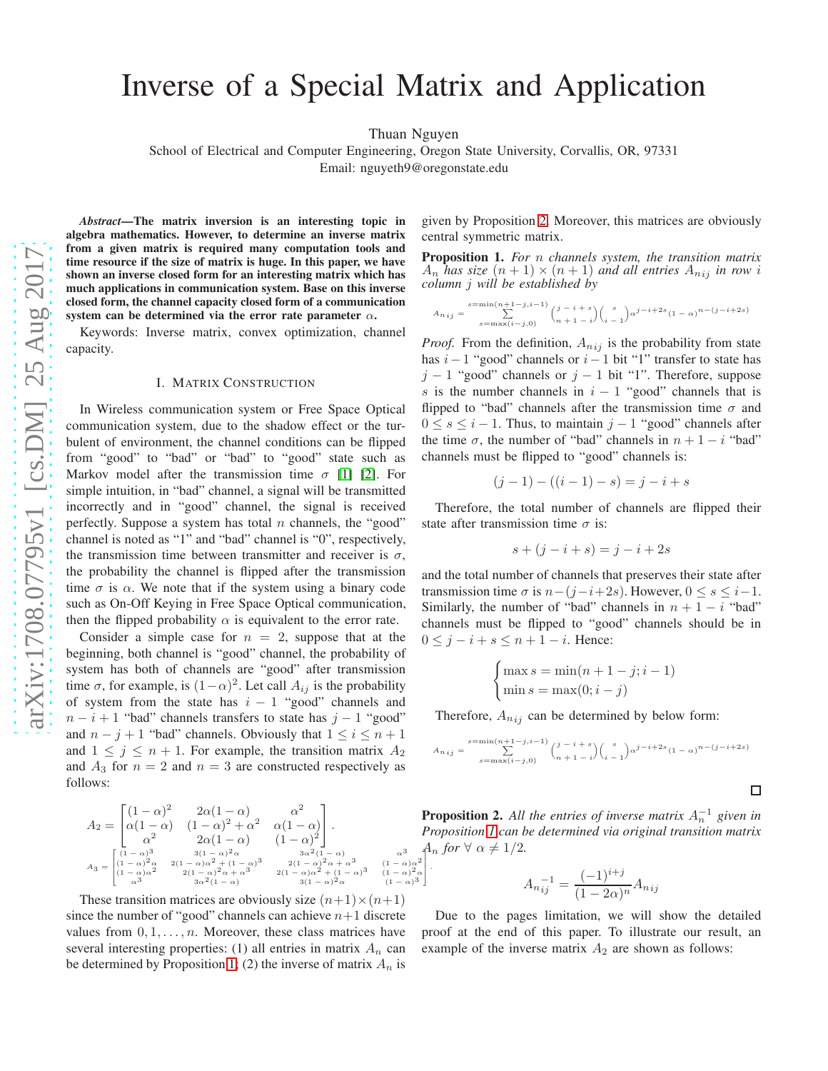# Inverse of a Special Matrix and Application

Thuan Nguyen

School of Electrical and Computer Engineering, Oregon State University, Corvallis, OR, 97331

Email: nguyeth9@oregonstate.edu

***Abstract*—The matrix inversion is an interesting topic in algebra mathematics. However, to determine an inverse matrix from a given matrix is required many computation tools and time resource if the size of matrix is huge. In this paper, we have shown an inverse closed form for an interesting matrix which has much applications in communication system. Base on this inverse closed form, the channel capacity closed form of a communication system can be determined via the error rate parameter $\alpha$.**

Keywords: Inverse matrix, convex optimization, channel capacity.

## I. Matrix Construction

In Wireless communication system or Free Space Optical communication system, due to the shadow effect or the turbulent of environment, the channel conditions can be flipped from "good" to "bad" or "bad" to "good" state such as Markov model after the transmission time $\sigma$ [1] [2]. For simple intuition, in "bad" channel, a signal will be transmitted incorrectly and in "good" channel, the signal is received perfectly. Suppose a system has total $n$ channels, the "good" channel is noted as "1" and "bad" channel is "0", respectively, the transmission time between transmitter and receiver is $\sigma$, the probability the channel is flipped after the transmission time $\sigma$ is $\alpha$. We note that if the system using a binary code such as On-Off Keying in Free Space Optical communication, then the flipped probability $\alpha$ is equivalent to the error rate.

Consider a simple case for $n = 2$, suppose that at the beginning, both channel is "good" channel, the probability of system has both of channels are "good" after transmission time $\sigma$, for example, is $(1-\alpha)^2$. Let call $A_{ij}$ is the probability of system from the state has $i-1$ "good" channels and $n-i+1$ "bad" channels transfers to state has $j-1$ "good" and $n-j+1$ "bad" channels. Obviously that $1 \leq i \leq n+1$ and $1 \leq j \leq n+1$. For example, the transition matrix $A_2$ and $A_3$ for $n = 2$ and $n = 3$ are constructed respectively as follows:

$$A_2 = \begin{bmatrix} (1-\alpha)^2 & 2\alpha(1-\alpha) & \alpha^2 \\ \alpha(1-\alpha) & (1-\alpha)^2+\alpha^2 & \alpha(1-\alpha) \\ \alpha^2 & 2\alpha(1-\alpha) & (1-\alpha)^2 \end{bmatrix}.$$

$$A_3 = \begin{bmatrix} (1-\alpha)^3 & 3(1-\alpha)^2\alpha & 3\alpha^2(1-\alpha) & \alpha^3 \\ (1-\alpha)^2\alpha & 2(1-\alpha)\alpha^2+(1-\alpha)^3 & 2(1-\alpha)^2\alpha+\alpha^3 & (1-\alpha)\alpha^2 \\ (1-\alpha)\alpha^2 & 2(1-\alpha)^2\alpha+\alpha^3 & 2(1-\alpha)\alpha^2+(1-\alpha)^3 & (1-\alpha)^2\alpha \\ \alpha^3 & 3\alpha^2(1-\alpha) & 3(1-\alpha)^2\alpha & (1-\alpha)^3 \end{bmatrix}.$$

These transition matrices are obviously size $(n+1)\times(n+1)$ since the number of "good" channels can achieve $n+1$ discrete values from $0, 1, \ldots, n$. Moreover, these class matrices have several interesting properties: (1) all entries in matrix $A_n$ can be determined by Proposition 1; (2) the inverse of matrix $A_n$ is given by Proposition 2. Moreover, this matrices are obviously central symmetric matrix.

**Proposition 1.** *For $n$ channels system, the transition matrix $A_n$ has size $(n+1)\times(n+1)$ and all entries $A_{nij}$ in row $i$ column $j$ will be established by*

$$A_{n\,ij} = \sum_{s=\max(i-j,0)}^{s=\min(n+1-j,i-1)} \binom{j-i+s}{n+1-i}\binom{s}{i-1}\alpha^{j-i+2s}(1-\alpha)^{n-(j-i+2s)}$$

*Proof.* From the definition, $A_{nij}$ is the probability from state has $i-1$ "good" channels or $i-1$ bit "1" transfer to state has $j-1$ "good" channels or $j-1$ bit "1". Therefore, suppose $s$ is the number channels in $i-1$ "good" channels that is flipped to "bad" channels after the transmission time $\sigma$ and $0 \leq s \leq i-1$. Thus, to maintain $j-1$ "good" channels after the time $\sigma$, the number of "bad" channels in $n+1-i$ "bad" channels must be flipped to "good" channels is:

$$(j-1)-((i-1)-s) = j-i+s$$

Therefore, the total number of channels are flipped their state after transmission time $\sigma$ is:

$$s+(j-i+s) = j-i+2s$$

and the total number of channels that preserves their state after transmission time $\sigma$ is $n-(j-i+2s)$. However, $0 \leq s \leq i-1$. Similarly, the number of "bad" channels in $n+1-i$ "bad" channels must be flipped to "good" channels should be in $0 \leq j-i+s \leq n+1-i$. Hence:

$$\begin{cases} \max s = \min(n+1-j; i-1) \\ \min s = \max(0; i-j) \end{cases}$$

Therefore, $A_{nij}$ can be determined by below form:

$$A_{n\,ij} = \sum_{s=\max(i-j,0)}^{s=\min(n+1-j,i-1)} \binom{j-i+s}{n+1-i}\binom{s}{i-1}\alpha^{j-i+2s}(1-\alpha)^{n-(j-i+2s)}$$

$\square$

**Proposition 2.** *All the entries of inverse matrix $A_n^{-1}$ given in Proposition 1 can be determined via original transition matrix $A_n$ for $\forall\ \alpha \neq 1/2$.*

$$A_{n\,ij}^{-1} = \frac{(-1)^{i+j}}{(1-2\alpha)^n} A_{n\,ij}$$

Due to the pages limitation, we will show the detailed proof at the end of this paper. To illustrate our result, an example of the inverse matrix $A_2$ are shown as follows: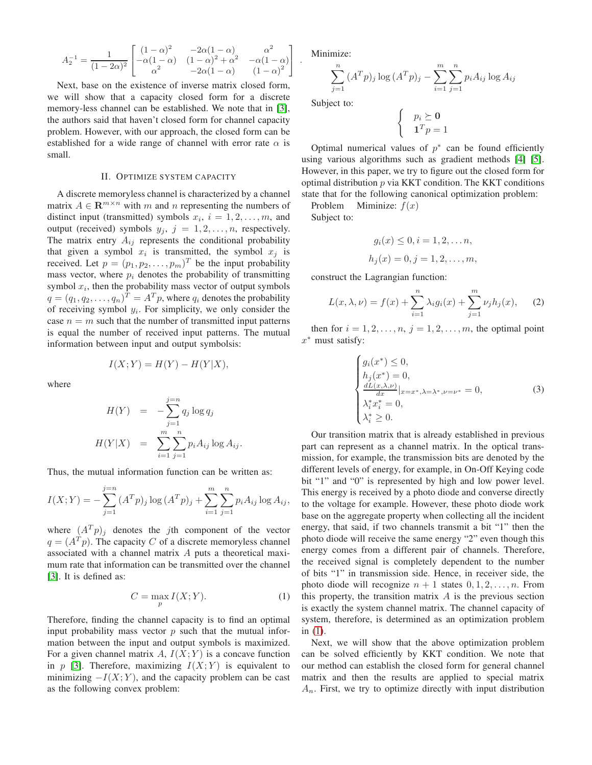$$A_2^{-1} = \frac{1}{(1-2\alpha)^2}\begin{bmatrix} (1-\alpha)^2 & -2\alpha(1-\alpha) & \alpha^2 \\ -\alpha(1-\alpha) & (1-\alpha)^2+\alpha^2 & -\alpha(1-\alpha) \\ \alpha^2 & -2\alpha(1-\alpha) & (1-\alpha)^2 \end{bmatrix}.$$

Next, base on the existence of inverse matrix closed form, we will show that a capacity closed form for a discrete memory-less channel can be established. We note that in [3], the authors said that haven't closed form for channel capacity problem. However, with our approach, the closed form can be established for a wide range of channel with error rate $\alpha$ is small.

## II. Optimize system capacity

A discrete memoryless channel is characterized by a channel matrix $A \in \mathbf{R}^{m\times n}$ with $m$ and $n$ representing the numbers of distinct input (transmitted) symbols $x_i$, $i = 1, 2, \ldots, m$, and output (received) symbols $y_j$, $j = 1, 2, \ldots, n$, respectively. The matrix entry $A_{ij}$ represents the conditional probability that given a symbol $x_i$ is transmitted, the symbol $x_j$ is received. Let $p = (p_1, p_2, \ldots, p_m)^T$ be the input probability mass vector, where $p_i$ denotes the probability of transmitting symbol $x_i$, then the probability mass vector of output symbols $q = (q_1, q_2, \ldots, q_n)^T = A^T p$, where $q_i$ denotes the probability of receiving symbol $y_i$. For simplicity, we only consider the case $n = m$ such that the number of transmitted input patterns is equal the number of received input patterns. The mutual information between input and output symbolsis:

$$I(X;Y) = H(Y) - H(Y|X),$$

where

$$\begin{aligned} H(Y) &= -\sum_{j=1}^{j=n} q_j \log q_j \\ H(Y|X) &= \sum_{i=1}^{m}\sum_{j=1}^{n} p_i A_{ij} \log A_{ij}. \end{aligned}$$

Thus, the mutual information function can be written as:

$$I(X;Y) = -\sum_{j=1}^{j=n} (A^T p)_j \log (A^T p)_j + \sum_{i=1}^{m}\sum_{j=1}^{n} p_i A_{ij} \log A_{ij},$$

where $(A^T p)_j$ denotes the $j$th component of the vector $q = (A^T p)$. The capacity $C$ of a discrete memoryless channel associated with a channel matrix $A$ puts a theoretical maximum rate that information can be transmitted over the channel [3]. It is defined as:

$$C = \max_{p} I(X;Y). \tag{1}$$

Therefore, finding the channel capacity is to find an optimal input probability mass vector $p$ such that the mutual information between the input and output symbols is maximized. For a given channel matrix $A$, $I(X;Y)$ is a concave function in $p$ [3]. Therefore, maximizing $I(X;Y)$ is equivalent to minimizing $-I(X;Y)$, and the capacity problem can be cast as the following convex problem:

Minimize:

$$\sum_{j=1}^{n} (A^T p)_j \log (A^T p)_j - \sum_{i=1}^{m}\sum_{j=1}^{n} p_i A_{ij} \log A_{ij}$$

Subject to:

$$\begin{cases} p_i \succeq \mathbf{0} \\ \mathbf{1}^T p = 1 \end{cases}$$

Optimal numerical values of $p^*$ can be found efficiently using various algorithms such as gradient methods [4] [5]. However, in this paper, we try to figure out the closed form for optimal distribution $p$ via KKT condition. The KKT conditions state that for the following canonical optimization problem:

Problem Miminize: $f(x)$

Subject to:

$$g_i(x) \le 0, i = 1, 2, \ldots n,$$
$$h_j(x) = 0, j = 1, 2, \ldots, m,$$

construct the Lagrangian function:

$$L(x,\lambda,\nu) = f(x) + \sum_{i=1}^{n} \lambda_i g_i(x) + \sum_{j=1}^{m} \nu_j h_j(x), \tag{2}$$

then for $i = 1, 2, \ldots, n$, $j = 1, 2, \ldots, m$, the optimal point $x^*$ must satisfy:

$$\begin{cases} g_i(x^*) \le 0, \\ h_j(x^*) = 0, \\ \frac{dL(x,\lambda,\nu)}{dx}|_{x=x^*,\lambda=\lambda^*,\nu=\nu^*} = 0, \\ \lambda_i^* x_i^* = 0, \\ \lambda_i^* \ge 0. \end{cases} \tag{3}$$

Our transition matrix that is already established in previous part can represent as a channel matrix. In the optical transmission, for example, the transmission bits are denoted by the different levels of energy, for example, in On-Off Keying code bit "1" and "0" is represented by high and low power level. This energy is received by a photo diode and converse directly to the voltage for example. However, these photo diode work base on the aggregate property when collecting all the incident energy, that said, if two channels transmit a bit "1" then the photo diode will receive the same energy "2" even though this energy comes from a different pair of channels. Therefore, the received signal is completely dependent to the number of bits "1" in transmission side. Hence, in receiver side, the photo diode will recognize $n+1$ states $0, 1, 2, \ldots, n$. From this property, the transition matrix $A$ is the previous section is exactly the system channel matrix. The channel capacity of system, therefore, is determined as an optimization problem in (1).

Next, we will show that the above optimization problem can be solved efficiently by KKT condition. We note that our method can establish the closed form for general channel matrix and then the results are applied to special matrix $A_n$. First, we try to optimize directly with input distribution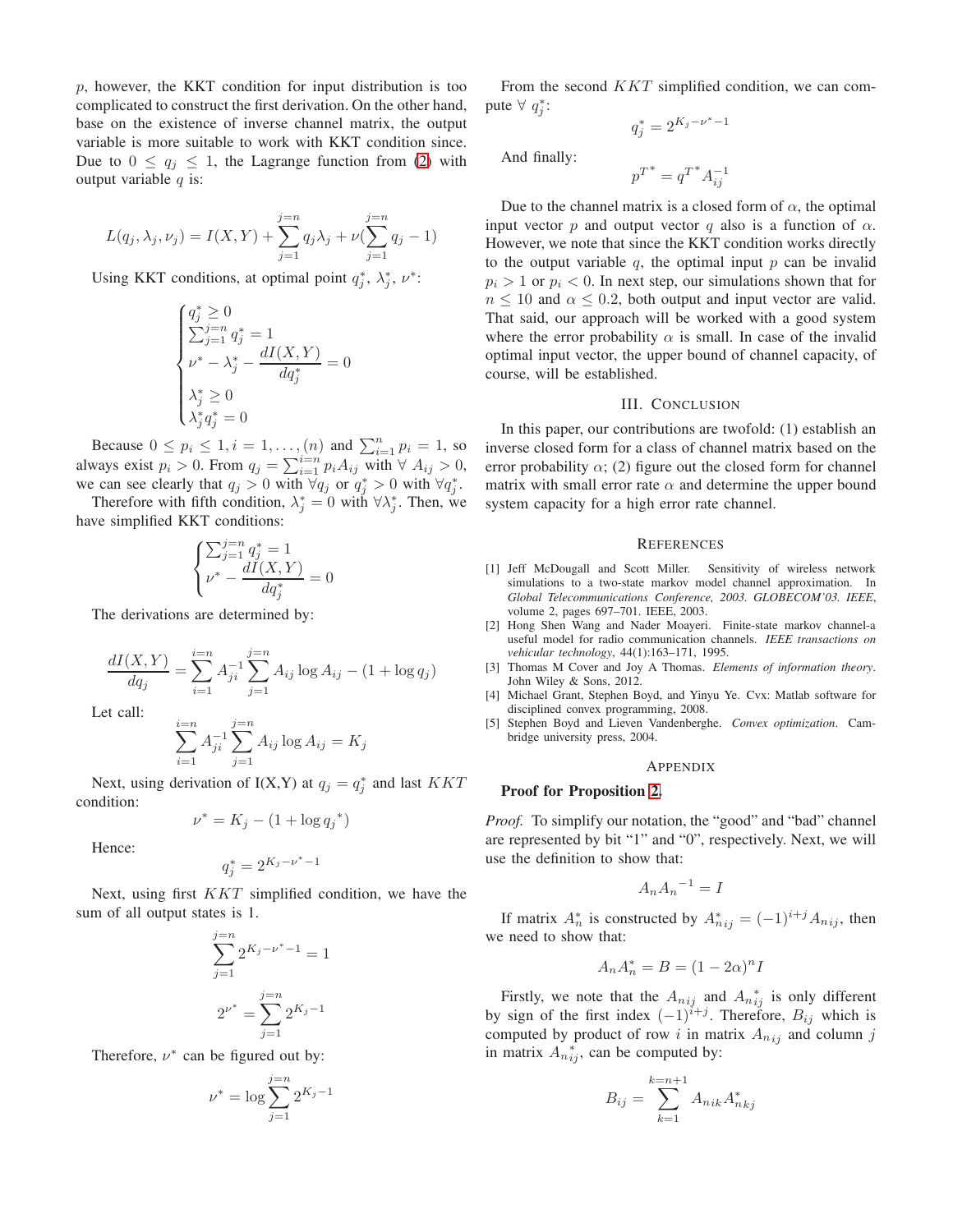$p$, however, the KKT condition for input distribution is too complicated to construct the first derivation. On the other hand, base on the existence of inverse channel matrix, the output variable is more suitable to work with KKT condition since. Due to $0 \leq q_j \leq 1$, the Lagrange function from (2) with output variable $q$ is:

$$L(q_j, \lambda_j, \nu_j) = I(X,Y) + \sum_{j=1}^{j=n} q_j \lambda_j + \nu(\sum_{j=1}^{j=n} q_j - 1)$$

Using KKT conditions, at optimal point $q_j^*$, $\lambda_j^*$, $\nu^*$:

$$\begin{cases} q_j^* \geq 0 \\ \sum_{j=1}^{j=n} q_j^* = 1 \\ \nu^* - \lambda_j^* - \dfrac{dI(X,Y)}{dq_j^*} = 0 \\ \lambda_j^* \geq 0 \\ \lambda_j^* q_j^* = 0 \end{cases}$$

Because $0 \leq p_i \leq 1, i = 1, \ldots, (n)$ and $\sum_{i=1}^{n} p_i = 1$, so always exist $p_i > 0$. From $q_j = \sum_{i=1}^{i=n} p_i A_{ij}$ with $\forall\ A_{ij} > 0$, we can see clearly that $q_j > 0$ with $\forall q_j$ or $q_j^* > 0$ with $\forall q_j^*$.

Therefore with fifth condition, $\lambda_j^* = 0$ with $\forall \lambda_j^*$. Then, we have simplified KKT conditions:

$$\begin{cases} \sum_{j=1}^{j=n} q_j^* = 1 \\ \nu^* - \dfrac{dI(X,Y)}{dq_j^*} = 0 \end{cases}$$

The derivations are determined by:

$$\frac{dI(X,Y)}{dq_j} = \sum_{i=1}^{i=n} A_{ji}^{-1} \sum_{j=1}^{j=n} A_{ij} \log A_{ij} - (1 + \log q_j)$$

Let call:

$$\sum_{i=1}^{i=n} A_{ji}^{-1} \sum_{j=1}^{j=n} A_{ij} \log A_{ij} = K_j$$

Next, using derivation of I(X,Y) at $q_j = q_j^*$ and last $KKT$ condition:

$$\nu^* = K_j - (1 + \log q_j{}^*)$$

Hence:

$$q_j^* = 2^{K_j - \nu^* - 1}$$

Next, using first $KKT$ simplified condition, we have the sum of all output states is 1.

$$\sum_{j=1}^{j=n} 2^{K_j - \nu^* - 1} = 1$$

$$2^{\nu^*} = \sum_{j=1}^{j=n} 2^{K_j - 1}$$

Therefore, $\nu^*$ can be figured out by:

$$\nu^* = \log \sum_{j=1}^{j=n} 2^{K_j - 1}$$

From the second $KKT$ simplified condition, we can compute $\forall\ q_j^*$:

$$q_j^* = 2^{K_j - \nu^* - 1}$$

And finally:

$$p^{T^*} = q^{T^*} A_{ij}^{-1}$$

Due to the channel matrix is a closed form of $\alpha$, the optimal input vector $p$ and output vector $q$ also is a function of $\alpha$. However, we note that since the KKT condition works directly to the output variable $q$, the optimal input $p$ can be invalid $p_i > 1$ or $p_i < 0$. In next step, our simulations shown that for $n \leq 10$ and $\alpha \leq 0.2$, both output and input vector are valid. That said, our approach will be worked with a good system where the error probability $\alpha$ is small. In case of the invalid optimal input vector, the upper bound of channel capacity, of course, will be established.

## III. Conclusion

In this paper, our contributions are twofold: (1) establish an inverse closed form for a class of channel matrix based on the error probability $\alpha$; (2) figure out the closed form for channel matrix with small error rate $\alpha$ and determine the upper bound system capacity for a high error rate channel.

## References

[1] Jeff McDougall and Scott Miller. Sensitivity of wireless network simulations to a two-state markov model channel approximation. In *Global Telecommunications Conference, 2003. GLOBECOM'03. IEEE*, volume 2, pages 697–701. IEEE, 2003.

[2] Hong Shen Wang and Nader Moayeri. Finite-state markov channel-a useful model for radio communication channels. *IEEE transactions on vehicular technology*, 44(1):163–171, 1995.

[3] Thomas M Cover and Joy A Thomas. *Elements of information theory*. John Wiley & Sons, 2012.

[4] Michael Grant, Stephen Boyd, and Yinyu Ye. Cvx: Matlab software for disciplined convex programming, 2008.

[5] Stephen Boyd and Lieven Vandenberghe. *Convex optimization*. Cambridge university press, 2004.

## Appendix

**Proof for Proposition 2.**

*Proof.* To simplify our notation, the "good" and "bad" channel are represented by bit "1" and "0", respectively. Next, we will use the definition to show that:

$$A_n A_n{}^{-1} = I$$

If matrix $A_n^*$ is constructed by $A_{nij}^* = (-1)^{i+j} A_{nij}$, then we need to show that:

$$A_n A_n^* = B = (1 - 2\alpha)^n I$$

Firstly, we note that the $A_{nij}$ and $A_{nij}^*$ is only different by sign of the first index $(-1)^{i+j}$. Therefore, $B_{ij}$ which is computed by product of row $i$ in matrix $A_{nij}$ and column $j$ in matrix $A_{nij}^*$, can be computed by:

$$B_{ij} = \sum_{k=1}^{k=n+1} A_{nik} A_{nkj}^*$$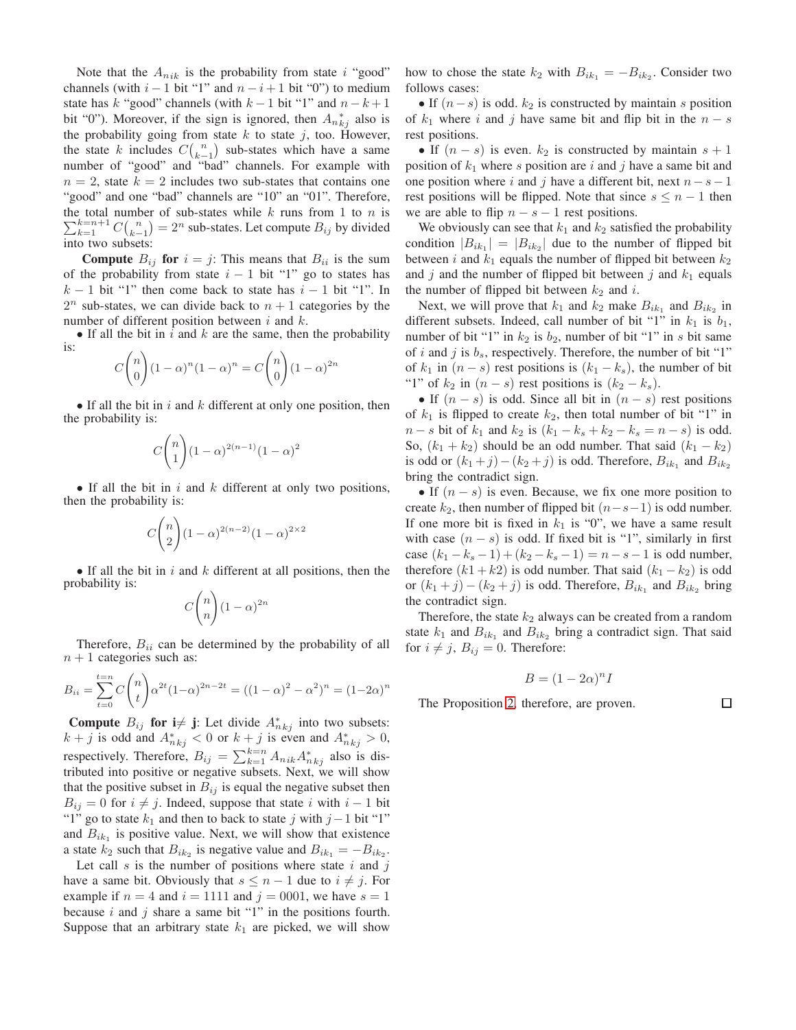Note that the $A_{nik}$ is the probability from state $i$ "good" channels (with $i-1$ bit "1" and $n-i+1$ bit "0") to medium state has $k$ "good" channels (with $k-1$ bit "1" and $n-k+1$ bit "0"). Moreover, if the sign is ignored, then $A^*_{nkj}$ also is the probability going from state $k$ to state $j$, too. However, the state $k$ includes $C\binom{n}{k-1}$ sub-states which have a same number of "good" and "bad" channels. For example with $n=2$, state $k=2$ includes two sub-states that contains one "good" and one "bad" channels are "10" an "01". Therefore, the total number of sub-states while $k$ runs from 1 to $n$ is $\sum_{k=1}^{k=n+1} C\binom{n}{k-1} = 2^n$ sub-states. Let compute $B_{ij}$ by divided into two subsets:

**Compute** $B_{ij}$ **for** $i=j$: This means that $B_{ii}$ is the sum of the probability from state $i-1$ bit "1" go to states has $k-1$ bit "1" then come back to state has $i-1$ bit "1". In $2^n$ sub-states, we can divide back to $n+1$ categories by the number of different position between $i$ and $k$.

- If all the bit in $i$ and $k$ are the same, then the probability is:

$$C\binom{n}{0}(1-\alpha)^n(1-\alpha)^n = C\binom{n}{0}(1-\alpha)^{2n}$$

- If all the bit in $i$ and $k$ different at only one position, then the probability is:

$$C\binom{n}{1}(1-\alpha)^{2(n-1)}(1-\alpha)^2$$

- If all the bit in $i$ and $k$ different at only two positions, then the probability is:

$$C\binom{n}{2}(1-\alpha)^{2(n-2)}(1-\alpha)^{2\times 2}$$

- If all the bit in $i$ and $k$ different at all positions, then the probability is:

$$C\binom{n}{n}(1-\alpha)^{2n}$$

Therefore, $B_{ii}$ can be determined by the probability of all $n+1$ categories such as:

$$B_{ii} = \sum_{t=0}^{t=n} C\binom{n}{t}\alpha^{2t}(1-\alpha)^{2n-2t} = ((1-\alpha)^2-\alpha^2)^n = (1-2\alpha)^n$$

**Compute** $B_{ij}$ **for** $\mathbf{i \neq j}$: Let divide $A^*_{nkj}$ into two subsets: $k+j$ is odd and $A^*_{nkj} < 0$ or $k+j$ is even and $A^*_{nkj} > 0$, respectively. Therefore, $B_{ij} = \sum_{k=1}^{k=n} A_{nik}A^*_{nkj}$ also is distributed into positive or negative subsets. Next, we will show that the positive subset in $B_{ij}$ is equal the negative subset then $B_{ij}=0$ for $i \neq j$. Indeed, suppose that state $i$ with $i-1$ bit "1" go to state $k_1$ and then to back to state $j$ with $j-1$ bit "1" and $B_{ik_1}$ is positive value. Next, we will show that existence a state $k_2$ such that $B_{ik_2}$ is negative value and $B_{ik_1} = -B_{ik_2}$.

Let call $s$ is the number of positions where state $i$ and $j$ have a same bit. Obviously that $s \leq n-1$ due to $i \neq j$. For example if $n=4$ and $i=1111$ and $j=0001$, we have $s=1$ because $i$ and $j$ share a same bit "1" in the positions fourth. Suppose that an arbitrary state $k_1$ are picked, we will show how to chose the state $k_2$ with $B_{ik_1} = -B_{ik_2}$. Consider two follows cases:

- If $(n-s)$ is odd. $k_2$ is constructed by maintain $s$ position of $k_1$ where $i$ and $j$ have same bit and flip bit in the $n-s$ rest positions.
- If $(n-s)$ is even. $k_2$ is constructed by maintain $s+1$ position of $k_1$ where $s$ position are $i$ and $j$ have a same bit and one position where $i$ and $j$ have a different bit, next $n-s-1$ rest positions will be flipped. Note that since $s \leq n-1$ then we are able to flip $n-s-1$ rest positions.

We obviously can see that $k_1$ and $k_2$ satisfied the probability condition $|B_{ik_1}| = |B_{ik_2}|$ due to the number of flipped bit between $i$ and $k_1$ equals the number of flipped bit between $k_2$ and $j$ and the number of flipped bit between $j$ and $k_1$ equals the number of flipped bit between $k_2$ and $i$.

Next, we will prove that $k_1$ and $k_2$ make $B_{ik_1}$ and $B_{ik_2}$ in different subsets. Indeed, call number of bit "1" in $k_1$ is $b_1$, number of bit "1" in $k_2$ is $b_2$, number of bit "1" in $s$ bit same of $i$ and $j$ is $b_s$, respectively. Therefore, the number of bit "1" of $k_1$ in $(n-s)$ rest positions is $(k_1-k_s)$, the number of bit "1" of $k_2$ in $(n-s)$ rest positions is $(k_2-k_s)$.

- If $(n-s)$ is odd. Since all bit in $(n-s)$ rest positions of $k_1$ is flipped to create $k_2$, then total number of bit "1" in $n-s$ bit of $k_1$ and $k_2$ is $(k_1-k_s+k_2-k_s = n-s)$ is odd. So, $(k_1+k_2)$ should be an odd number. That said $(k_1-k_2)$ is odd or $(k_1+j)-(k_2+j)$ is odd. Therefore, $B_{ik_1}$ and $B_{ik_2}$ bring the contradict sign.
- If $(n-s)$ is even. Because, we fix one more position to create $k_2$, then number of flipped bit $(n-s-1)$ is odd number. If one more bit is fixed in $k_1$ is "0", we have a same result with case $(n-s)$ is odd. If fixed bit is "1", similarly in first case $(k_1-k_s-1)+(k_2-k_s-1) = n-s-1$ is odd number, therefore $(k1+k2)$ is odd number. That said $(k_1-k_2)$ is odd or $(k_1+j)-(k_2+j)$ is odd. Therefore, $B_{ik_1}$ and $B_{ik_2}$ bring the contradict sign.

Therefore, the state $k_2$ always can be created from a random state $k_1$ and $B_{ik_1}$ and $B_{ik_2}$ bring a contradict sign. That said for $i \neq j$, $B_{ij} = 0$. Therefore:

$$B = (1-2\alpha)^n I$$

The Proposition 2, therefore, are proven. ☐